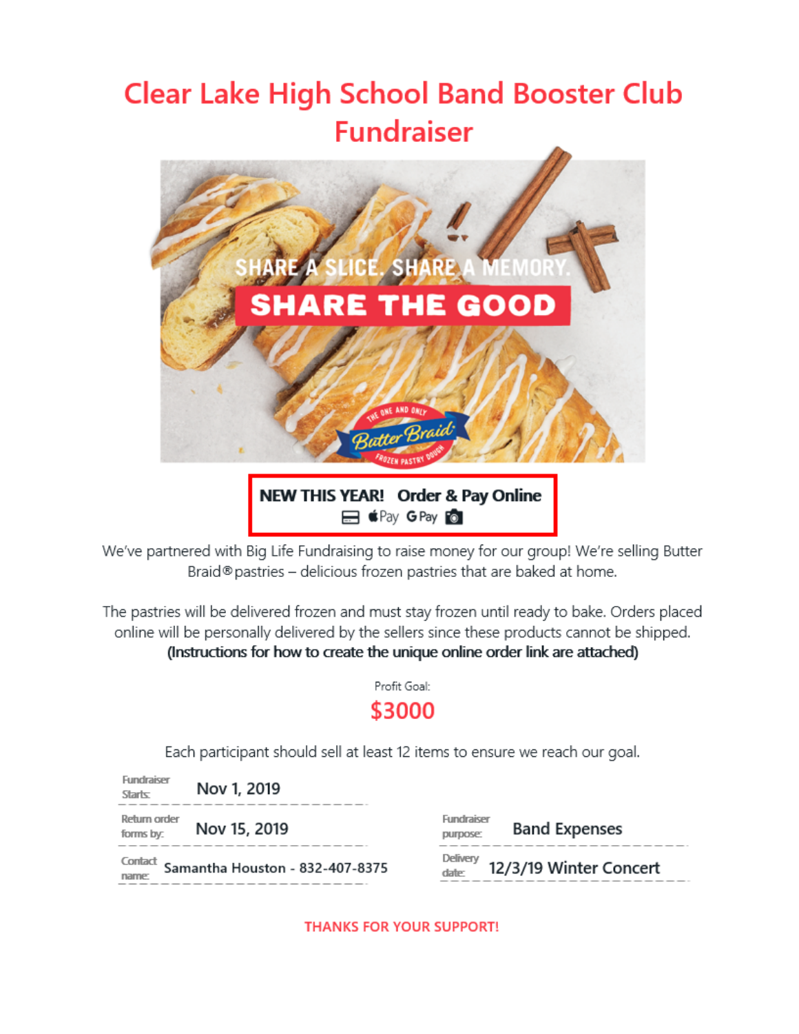# Clear Lake High School Band Booster Club Fundraiser

SHARE A SLICE. SHARE A MEMORY.

SHARE THE GOOD

THE ONE AND ONLY Butter Braid FROZEN PASTRY DOUGH

**NEW THIS YEAR! Order & Pay Online**

Pay G Pay

We've partnered with Big Life Fundraising to raise money for our group! We're selling Butter Braid® pastries – delicious frozen pastries that are baked at home.

The pastries will be delivered frozen and must stay frozen until ready to bake. Orders placed online will be personally delivered by the sellers since these products cannot be shipped.
**(Instructions for how to create the unique online order link are attached)**

Profit Goal:

## $3000

Each participant should sell at least 12 items to ensure we reach our goal.

Fundraiser Starts: Nov 1, 2019

Return order forms by: Nov 15, 2019

Fundraiser purpose: Band Expenses

Contact name: Samantha Houston - 832-407-8375

Delivery date: 12/3/19 Winter Concert

THANKS FOR YOUR SUPPORT!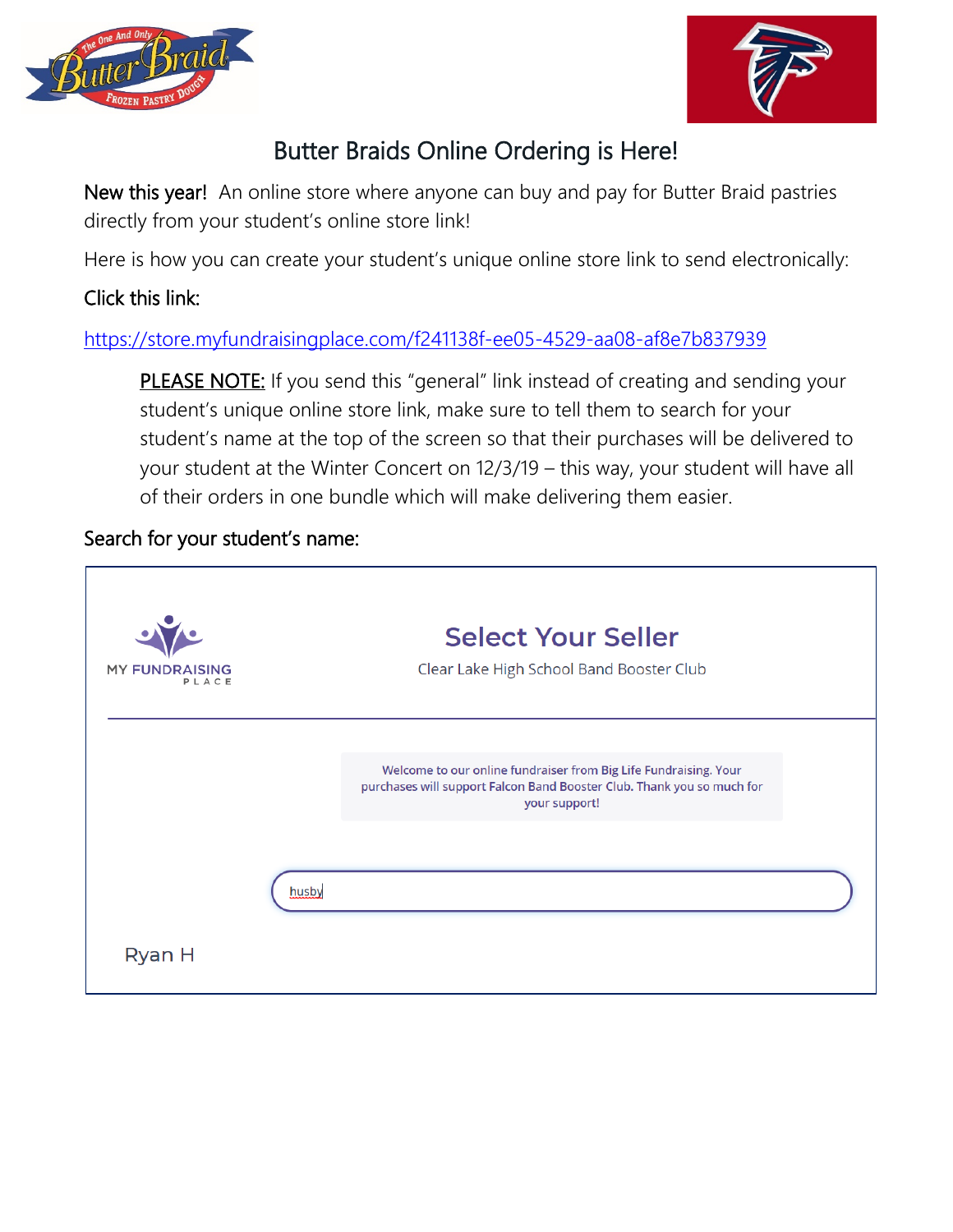# Butter Braids Online Ordering is Here!

**New this year!** An online store where anyone can buy and pay for Butter Braid pastries directly from your student's online store link!

Here is how you can create your student's unique online store link to send electronically:

**Click this link:**

https://store.myfundraisingplace.com/f241138f-ee05-4529-aa08-af8e7b837939

> PLEASE NOTE: If you send this "general" link instead of creating and sending your student's unique online store link, make sure to tell them to search for your student's name at the top of the screen so that their purchases will be delivered to your student at the Winter Concert on 12/3/19 – this way, your student will have all of their orders in one bundle which will make delivering them easier.

**Search for your student's name:**

MY FUNDRAISING PLACE

## Select Your Seller

Clear Lake High School Band Booster Club

Welcome to our online fundraiser from Big Life Fundraising. Your purchases will support Falcon Band Booster Club. Thank you so much for your support!

husby

Ryan H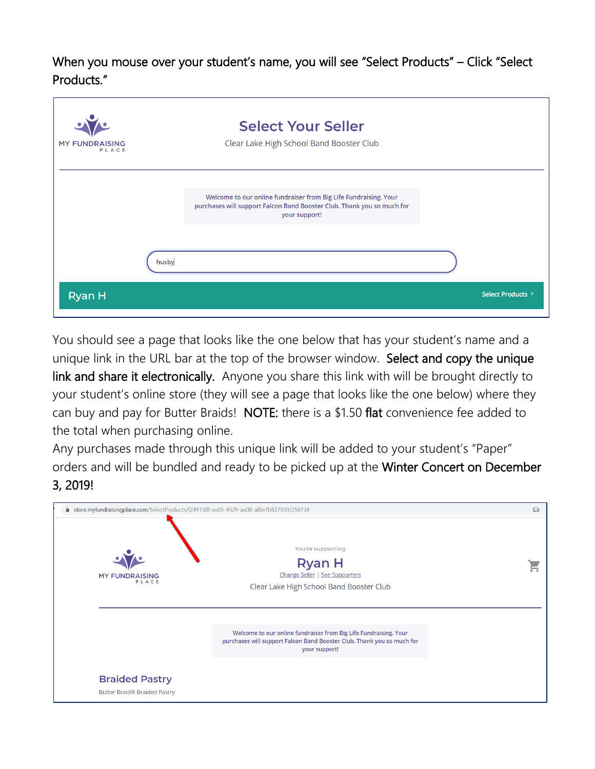When you mouse over your student's name, you will see "Select Products" – Click "Select Products."

Select Your Seller

Clear Lake High School Band Booster Club

Welcome to our online fundraiser from Big Life Fundraising. Your purchases will support Falcon Band Booster Club. Thank you so much for your support!

husby

Ryan H Select Products ›

You should see a page that looks like the one below that has your student's name and a unique link in the URL bar at the top of the browser window. **Select and copy the unique link and share it electronically.** Anyone you share this link with will be brought directly to your student's online store (they will see a page that looks like the one below) where they can buy and pay for Butter Braids! **NOTE:** there is a $1.50 **flat** convenience fee added to the total when purchasing online.

Any purchases made through this unique link will be added to your student's "Paper" orders and will be bundled and ready to be picked up at the **Winter Concert on December 3, 2019!**

store.myfundraisingplace.com/SelectProducts/f241138f-ee05-4529-aa08-af8e7b837939/258734

You're supporting

Ryan H

Change Seller | See Supporters

Clear Lake High School Band Booster Club

Welcome to our online fundraiser from Big Life Fundraising. Your purchases will support Falcon Band Booster Club. Thank you so much for your support!

Braided Pastry

Butter Braid® Braided Pastry